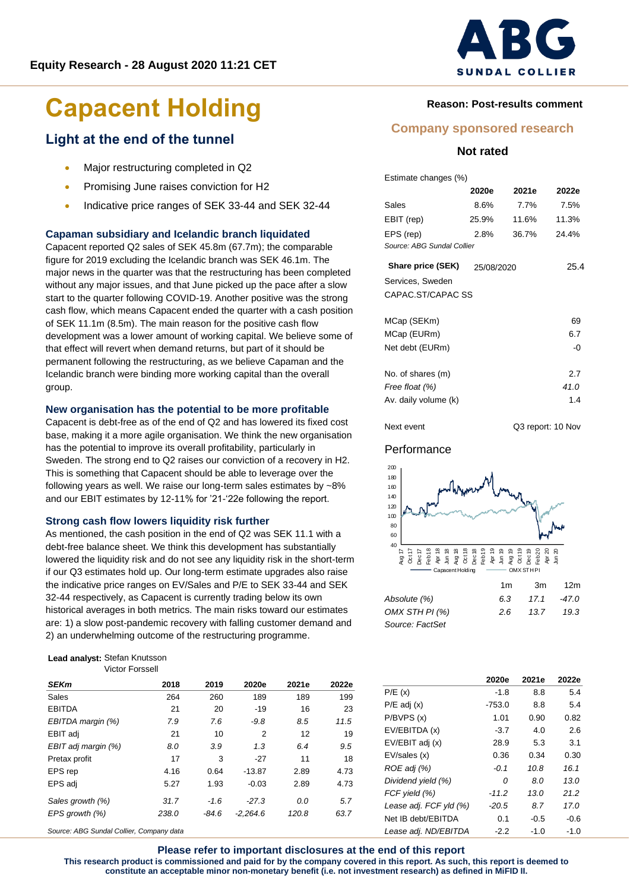Equity Research - 28 August 2020 11:21 CET

# Capacent Holding

## Light at the end of the tunnel

- Major restructuring completed in Q2
- Promising June raises conviction for H2
- Indicative price ranges of SEK 33-44 and SEK 32-44

### Capaman subsidiary and Icelandic branch liquidated

Capacent reported Q2 sales of SEK 45.8m (67.7m); the comparable figure for 2019 excluding the Icelandic branch was SEK 46.1m. The major news in the quarter was that the restructuring has been completed without any major issues, and that June picked up the pace after a slow start to the quarter following COVID-19. Another positive was the strong cash flow, which means Capacent ended the quarter with a cash position of SEK 11.1m (8.5m). The main reason for the positive cash flow development was a lower amount of working capital. We believe some of that effect will revert when demand returns, but part of it should be permanent following the restructuring, as we believe Capaman and the Icelandic branch were binding more working capital than the overall group.

### New organisation has the potential to be more profitable

Capacent is debt-free as of the end of Q2 and has lowered its fixed cost base, making it a more agile organisation. We think the new organisation has the potential to improve its overall profitability, particularly in Sweden. The strong end to Q2 raises our conviction of a recovery in H2. This is something that Capacent should be able to leverage over the following years as well. We raise our long-term sales estimates by ~8% and our EBIT estimates by 12-11% for '21-'22e following the report.

### Strong cash flow lowers liquidity risk further

As mentioned, the cash position in the end of Q2 was SEK 11.1 with a debt-free balance sheet. We think this development has substantially lowered the liquidity risk and do not see any liquidity risk in the short-term if our Q3 estimates hold up. Our long-term estimate upgrades also raise the indicative price ranges on EV/Sales and P/E to SEK 33-44 and SEK 32-44 respectively, as Capacent is currently trading below its own historical averages in both metrics. The main risks toward our estimates are: 1) a slow post-pandemic recovery with falling customer demand and 2) an underwhelming outcome of the restructuring programme.

**Lead analyst:** Stefan Knutsson
Victor Forssell

| *SEKm* | 2018 | 2019 | 2020e | 2021e | 2022e |
|---|---|---|---|---|---|
| Sales | 264 | 260 | 189 | 189 | 199 |
| EBITDA | 21 | 20 | -19 | 16 | 23 |
| *EBITDA margin (%)* | *7.9* | *7.6* | *-9.8* | *8.5* | *11.5* |
| EBIT adj | 21 | 10 | 2 | 12 | 19 |
| *EBIT adj margin (%)* | *8.0* | *3.9* | *1.3* | *6.4* | *9.5* |
| Pretax profit | 17 | 3 | -27 | 11 | 18 |
| EPS rep | 4.16 | 0.64 | -13.87 | 2.89 | 4.73 |
| EPS adj | 5.27 | 1.93 | -0.03 | 2.89 | 4.73 |
| *Sales growth (%)* | *31.7* | *-1.6* | *-27.3* | *0.0* | *5.7* |
| *EPS growth (%)* | *238.0* | *-84.6* | *-2,264.6* | *120.8* | *63.7* |

*Source: ABG Sundal Collier, Company data*

**Reason: Post-results comment**

**Company sponsored research**

**Not rated**

| Estimate changes (%) | 2020e | 2021e | 2022e |
|---|---|---|---|
| Sales | 8.6% | 7.7% | 7.5% |
| EBIT (rep) | 25.9% | 11.6% | 11.3% |
| EPS (rep) | 2.8% | 36.7% | 24.4% |

*Source: ABG Sundal Collier*

| **Share price (SEK)** | 25/08/2020 | 25.4 |
|---|---|---|
| Services, Sweden | | |
| CAPAC.ST/CAPAC SS | | |
| MCap (SEKm) | | 69 |
| MCap (EURm) | | 6.7 |
| Net debt (EURm) | | -0 |
| No. of shares (m) | | 2.7 |
| *Free float (%)* | | *41.0* |
| Av. daily volume (k) | | 1.4 |

Next event: Q3 report: 10 Nov

### Performance

| | 1m | 3m | 12m |
|---|---|---|---|
| *Absolute (%)* | *6.3* | *17.1* | *-47.0* |
| *OMX STH PI (%)* | *2.6* | *13.7* | *19.3* |

*Source: FactSet*

| | 2020e | 2021e | 2022e |
|---|---|---|---|
| P/E (x) | -1.8 | 8.8 | 5.4 |
| P/E adj (x) | -753.0 | 8.8 | 5.4 |
| P/BVPS (x) | 1.01 | 0.90 | 0.82 |
| EV/EBITDA (x) | -3.7 | 4.0 | 2.6 |
| EV/EBIT adj (x) | 28.9 | 5.3 | 3.1 |
| EV/sales (x) | 0.36 | 0.34 | 0.30 |
| *ROE adj (%)* | *-0.1* | *10.8* | *16.1* |
| *Dividend yield (%)* | *0* | *8.0* | *13.0* |
| *FCF yield (%)* | *-11.2* | *13.0* | *21.2* |
| *Lease adj. FCF yld (%)* | *-20.5* | *8.7* | *17.0* |
| Net IB debt/EBITDA | 0.1 | -0.5 | -0.6 |
| *Lease adj. ND/EBITDA* | *-2.2* | *-1.0* | *-1.0* |

**Please refer to important disclosures at the end of this report**

**This research product is commissioned and paid for by the company covered in this report. As such, this report is deemed to constitute an acceptable minor non-monetary benefit (i.e. not investment research) as defined in MiFID II.**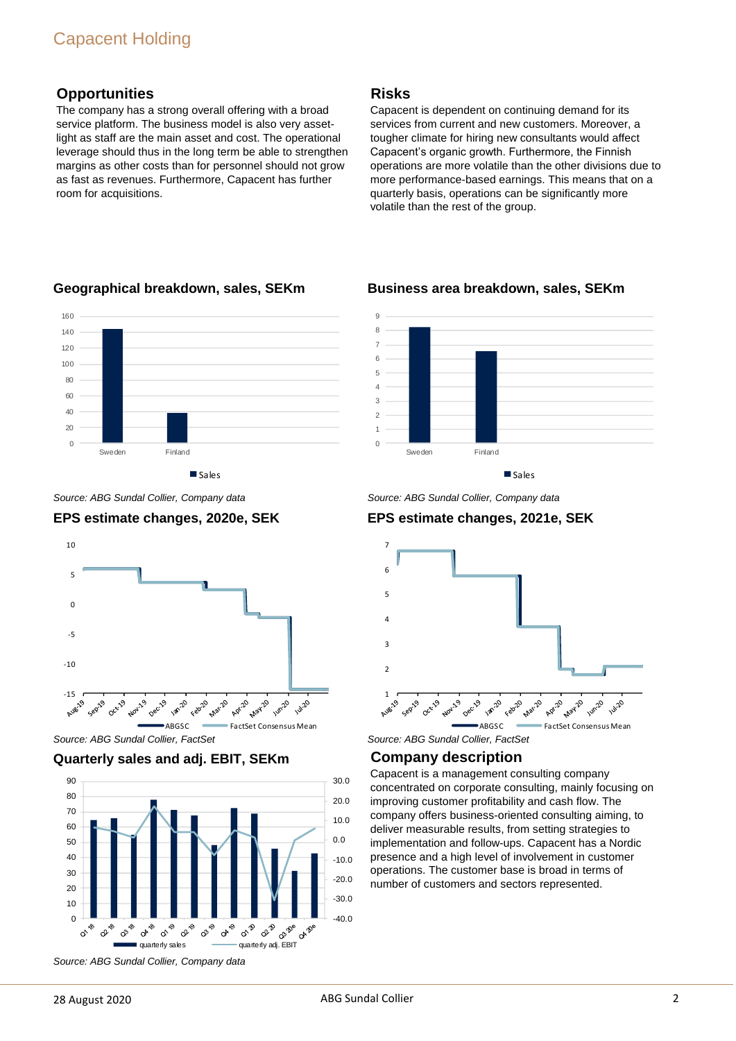## Opportunities

The company has a strong overall offering with a broad service platform. The business model is also very asset-light as staff are the main asset and cost. The operational leverage should thus in the long term be able to strengthen margins as other costs than for personnel should not grow as fast as revenues. Furthermore, Capacent has further room for acquisitions.

## Risks

Capacent is dependent on continuing demand for its services from current and new customers. Moreover, a tougher climate for hiring new consultants would affect Capacent's organic growth. Furthermore, the Finnish operations are more volatile than the other divisions due to more performance-based earnings. This means that on a quarterly basis, operations can be significantly more volatile than the rest of the group.

### Geographical breakdown, sales, SEKm

*Source: ABG Sundal Collier, Company data*

### Business area breakdown, sales, SEKm

*Source: ABG Sundal Collier, Company data*

### EPS estimate changes, 2020e, SEK

*Source: ABG Sundal Collier, FactSet*

### EPS estimate changes, 2021e, SEK

*Source: ABG Sundal Collier, FactSet*

### Quarterly sales and adj. EBIT, SEKm

*Source: ABG Sundal Collier, Company data*

## Company description

Capacent is a management consulting company concentrated on corporate consulting, mainly focusing on improving customer profitability and cash flow. The company offers business-oriented consulting aiming, to deliver measurable results, from setting strategies to implementation and follow-ups. Capacent has a Nordic presence and a high level of involvement in customer operations. The customer base is broad in terms of number of customers and sectors represented.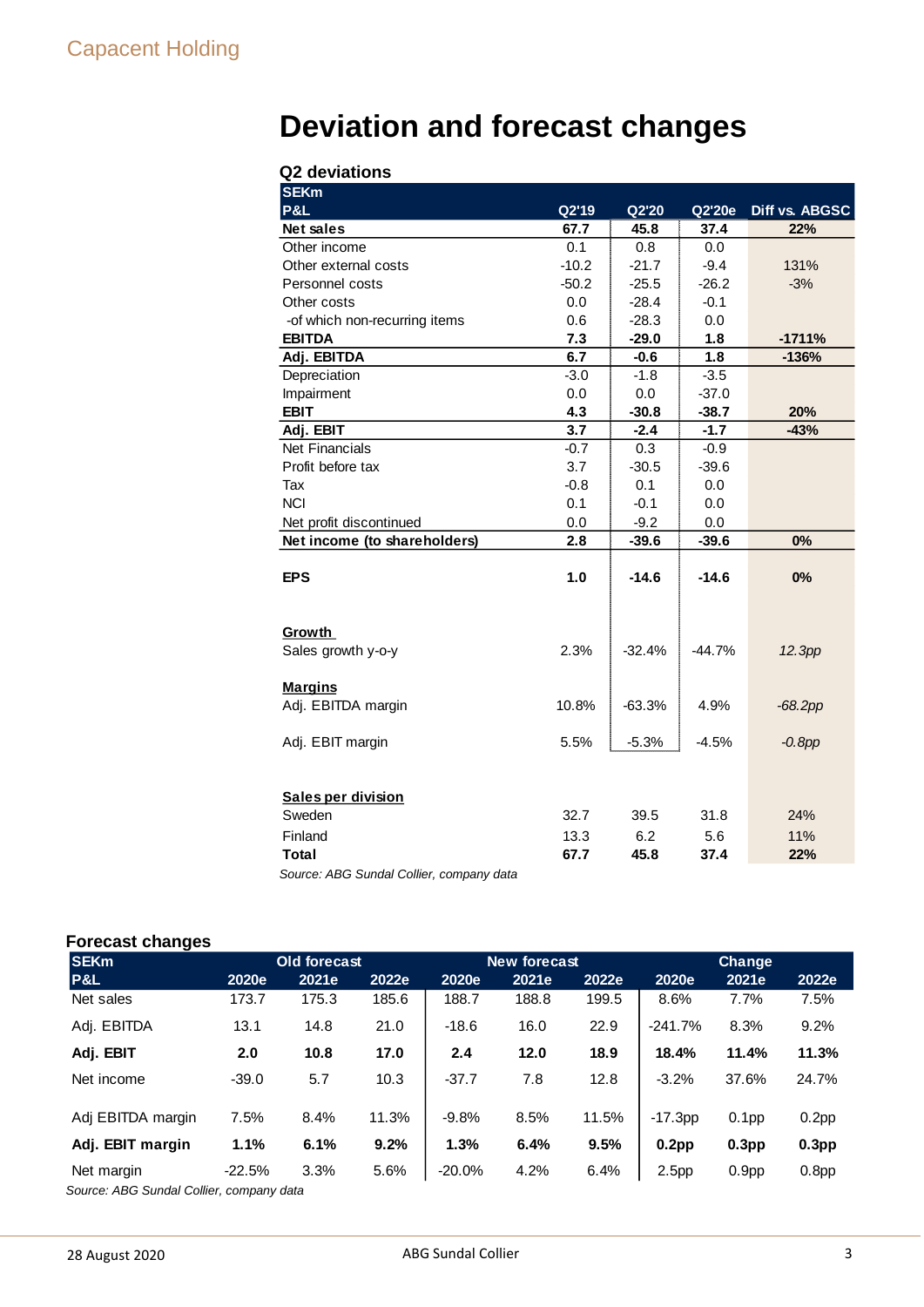# Deviation and forecast changes

## Q2 deviations

| SEKm<br>P&L | Q2'19 | Q2'20 | Q2'20e | Diff vs. ABGSC |
|---|---|---|---|---|
| **Net sales** | **67.7** | **45.8** | **37.4** | **22%** |
| Other income | 0.1 | 0.8 | 0.0 | |
| Other external costs | -10.2 | -21.7 | -9.4 | 131% |
| Personnel costs | -50.2 | -25.5 | -26.2 | -3% |
| Other costs | 0.0 | -28.4 | -0.1 | |
| -of which non-recurring items | 0.6 | -28.3 | 0.0 | |
| **EBITDA** | **7.3** | **-29.0** | **1.8** | **-1711%** |
| **Adj. EBITDA** | **6.7** | **-0.6** | **1.8** | **-136%** |
| Depreciation | -3.0 | -1.8 | -3.5 | |
| Impairment | 0.0 | 0.0 | -37.0 | |
| **EBIT** | **4.3** | **-30.8** | **-38.7** | **20%** |
| **Adj. EBIT** | **3.7** | **-2.4** | **-1.7** | **-43%** |
| Net Financials | -0.7 | 0.3 | -0.9 | |
| Profit before tax | 3.7 | -30.5 | -39.6 | |
| Tax | -0.8 | 0.1 | 0.0 | |
| NCI | 0.1 | -0.1 | 0.0 | |
| Net profit discontinued | 0.0 | -9.2 | 0.0 | |
| **Net income (to shareholders)** | **2.8** | **-39.6** | **-39.6** | **0%** |
| | | | | |
| **EPS** | **1.0** | **-14.6** | **-14.6** | **0%** |
| | | | | |
| **Growth** | | | | |
| Sales growth y-o-y | 2.3% | -32.4% | -44.7% | *12.3pp* |
| | | | | |
| **Margins** | | | | |
| Adj. EBITDA margin | 10.8% | -63.3% | 4.9% | *-68.2pp* |
| | | | | |
| Adj. EBIT margin | 5.5% | -5.3% | -4.5% | *-0.8pp* |
| | | | | |
| **Sales per division** | | | | |
| Sweden | 32.7 | 39.5 | 31.8 | 24% |
| Finland | 13.3 | 6.2 | 5.6 | 11% |
| **Total** | **67.7** | **45.8** | **37.4** | **22%** |

*Source: ABG Sundal Collier, company data*

## Forecast changes

| SEKm | Old forecast | | | New forecast | | | Change | | |
|---|---|---|---|---|---|---|---|---|---|
| P&L | 2020e | 2021e | 2022e | 2020e | 2021e | 2022e | 2020e | 2021e | 2022e |
| Net sales | 173.7 | 175.3 | 185.6 | 188.7 | 188.8 | 199.5 | 8.6% | 7.7% | 7.5% |
| Adj. EBITDA | 13.1 | 14.8 | 21.0 | -18.6 | 16.0 | 22.9 | -241.7% | 8.3% | 9.2% |
| **Adj. EBIT** | **2.0** | **10.8** | **17.0** | **2.4** | **12.0** | **18.9** | **18.4%** | **11.4%** | **11.3%** |
| Net income | -39.0 | 5.7 | 10.3 | -37.7 | 7.8 | 12.8 | -3.2% | 37.6% | 24.7% |
| | | | | | | | | | |
| Adj EBITDA margin | 7.5% | 8.4% | 11.3% | -9.8% | 8.5% | 11.5% | -17.3pp | 0.1pp | 0.2pp |
| **Adj. EBIT margin** | **1.1%** | **6.1%** | **9.2%** | **1.3%** | **6.4%** | **9.5%** | **0.2pp** | **0.3pp** | **0.3pp** |
| Net margin | -22.5% | 3.3% | 5.6% | -20.0% | 4.2% | 6.4% | 2.5pp | 0.9pp | 0.8pp |

*Source: ABG Sundal Collier, company data*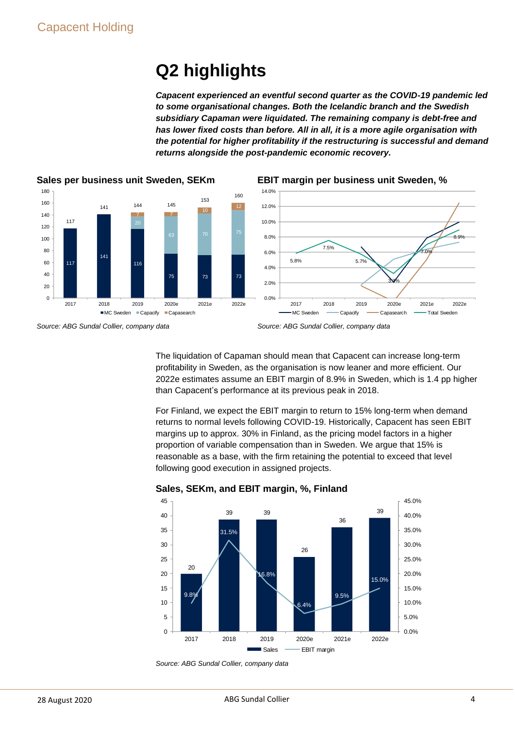# Q2 highlights

***Capacent experienced an eventful second quarter as the COVID-19 pandemic led to some organisational changes. Both the Icelandic branch and the Swedish subsidiary Capaman were liquidated. The remaining company is debt-free and has lower fixed costs than before. All in all, it is a more agile organisation with the potential for higher profitability if the restructuring is successful and demand returns alongside the post-pandemic economic recovery.***

**Sales per business unit Sweden, SEKm**

*Source: ABG Sundal Collier, company data*

**EBIT margin per business unit Sweden, %**

*Source: ABG Sundal Collier, company data*

The liquidation of Capaman should mean that Capacent can increase long-term profitability in Sweden, as the organisation is now leaner and more efficient. Our 2022e estimates assume an EBIT margin of 8.9% in Sweden, which is 1.4 pp higher than Capacent's performance at its previous peak in 2018.

For Finland, we expect the EBIT margin to return to 15% long-term when demand returns to normal levels following COVID-19. Historically, Capacent has seen EBIT margins up to approx. 30% in Finland, as the pricing model factors in a higher proportion of variable compensation than in Sweden. We argue that 15% is reasonable as a base, with the firm retaining the potential to exceed that level following good execution in assigned projects.

**Sales, SEKm, and EBIT margin, %, Finland**

*Source: ABG Sundal Collier, company data*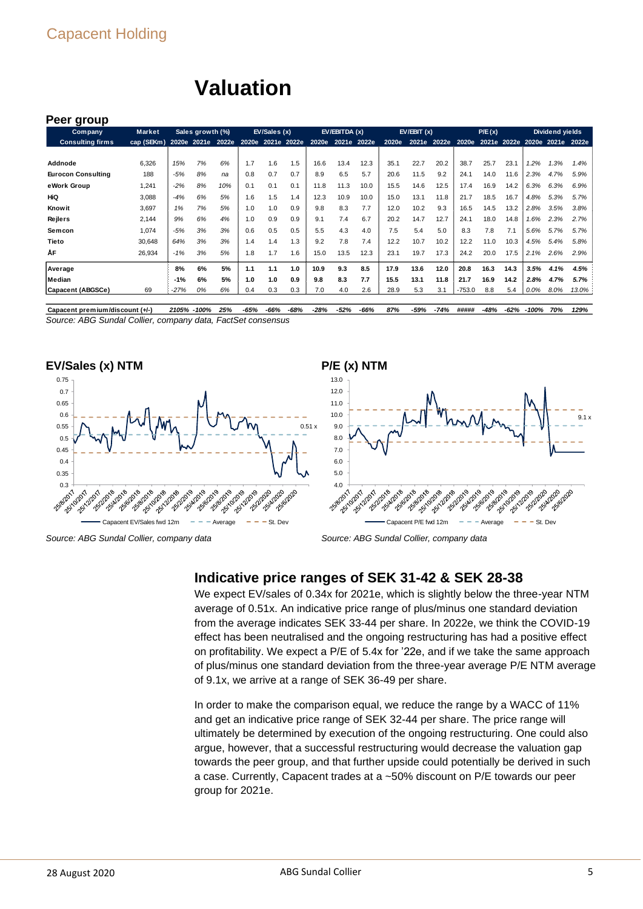# Valuation

## Peer group

| Company | Market | Sales growth (%) | | | EV/Sales (x) | | | EV/EBITDA (x) | | | EV/EBIT (x) | | | P/E (x) | | | Dividend yields | | |
|---|---|---|---|---|---|---|---|---|---|---|---|---|---|---|---|---|---|---|---|
| Consulting firms | cap (SEKm) | 2020e | 2021e | 2022e | 2020e | 2021e | 2022e | 2020e | 2021e | 2022e | 2020e | 2021e | 2022e | 2020e | 2021e | 2022e | 2020e | 2021e | 2022e |
| Addnode | 6,326 | 15% | 7% | 6% | 1.7 | 1.6 | 1.5 | 16.6 | 13.4 | 12.3 | 35.1 | 22.7 | 20.2 | 38.7 | 25.7 | 23.1 | 1.2% | 1.3% | 1.4% |
| Eurocon Consulting | 188 | -5% | 8% | na | 0.8 | 0.7 | 0.7 | 8.9 | 6.5 | 5.7 | 20.6 | 11.5 | 9.2 | 24.1 | 14.0 | 11.6 | 2.3% | 4.7% | 5.9% |
| eWork Group | 1,241 | -2% | 8% | 10% | 0.1 | 0.1 | 0.1 | 11.8 | 11.3 | 10.0 | 15.5 | 14.6 | 12.5 | 17.4 | 16.9 | 14.2 | 6.3% | 6.3% | 6.9% |
| HiQ | 3,088 | -4% | 6% | 5% | 1.6 | 1.5 | 1.4 | 12.3 | 10.9 | 10.0 | 15.0 | 13.1 | 11.8 | 21.7 | 18.5 | 16.7 | 4.8% | 5.3% | 5.7% |
| Knowit | 3,697 | 1% | 7% | 5% | 1.0 | 1.0 | 0.9 | 9.8 | 8.3 | 7.7 | 12.0 | 10.2 | 9.3 | 16.5 | 14.5 | 13.2 | 2.8% | 3.5% | 3.8% |
| Rejlers | 2,144 | 9% | 6% | 4% | 1.0 | 0.9 | 0.9 | 9.1 | 7.4 | 6.7 | 20.2 | 14.7 | 12.7 | 24.1 | 18.0 | 14.8 | 1.6% | 2.3% | 2.7% |
| Semcon | 1,074 | -5% | 3% | 3% | 0.6 | 0.5 | 0.5 | 5.5 | 4.3 | 4.0 | 7.5 | 5.4 | 5.0 | 8.3 | 7.8 | 7.1 | 5.6% | 5.7% | 5.7% |
| Tieto | 30,648 | 64% | 3% | 3% | 1.4 | 1.4 | 1.3 | 9.2 | 7.8 | 7.4 | 12.2 | 10.7 | 10.2 | 12.2 | 11.0 | 10.3 | 4.5% | 5.4% | 5.8% |
| ÅF | 26,934 | -1% | 3% | 5% | 1.8 | 1.7 | 1.6 | 15.0 | 13.5 | 12.3 | 23.1 | 19.7 | 17.3 | 24.2 | 20.0 | 17.5 | 2.1% | 2.6% | 2.9% |
| **Average** | | **8%** | **6%** | **5%** | **1.1** | **1.1** | **1.0** | **10.9** | **9.3** | **8.5** | **17.9** | **13.6** | **12.0** | **20.8** | **16.3** | **14.3** | **3.5%** | **4.1%** | **4.5%** |
| **Median** | | **-1%** | **6%** | **5%** | **1.0** | **1.0** | **0.9** | **9.8** | **8.3** | **7.7** | **15.5** | **13.1** | **11.8** | **21.7** | **16.9** | **14.2** | **2.8%** | **4.7%** | **5.7%** |
| **Capacent (ABGSCe)** | 69 | -27% | 0% | 6% | 0.4 | 0.3 | 0.3 | 7.0 | 4.0 | 2.6 | 28.9 | 5.3 | 3.1 | -753.0 | 8.8 | 5.4 | 0.0% | 8.0% | 13.0% |
| **Capacent premium/discount (+/-)** | | 2105% | -100% | 25% | -65% | -66% | -68% | -28% | -52% | -66% | 87% | -59% | -74% | ##### | -48% | -62% | -100% | 70% | 129% |

*Source: ABG Sundal Collier, company data, FactSet consensus*

**EV/Sales (x) NTM**

*Source: ABG Sundal Collier, company data*

**P/E (x) NTM**

*Source: ABG Sundal Collier, company data*

## Indicative price ranges of SEK 31-42 & SEK 28-38

We expect EV/sales of 0.34x for 2021e, which is slightly below the three-year NTM average of 0.51x. An indicative price range of plus/minus one standard deviation from the average indicates SEK 33-44 per share. In 2022e, we think the COVID-19 effect has been neutralised and the ongoing restructuring has had a positive effect on profitability. We expect a P/E of 5.4x for '22e, and if we take the same approach of plus/minus one standard deviation from the three-year average P/E NTM average of 9.1x, we arrive at a range of SEK 36-49 per share.

In order to make the comparison equal, we reduce the range by a WACC of 11% and get an indicative price range of SEK 32-44 per share. The price range will ultimately be determined by execution of the ongoing restructuring. One could also argue, however, that a successful restructuring would decrease the valuation gap towards the peer group, and that further upside could potentially be derived in such a case. Currently, Capacent trades at a ~50% discount on P/E towards our peer group for 2021e.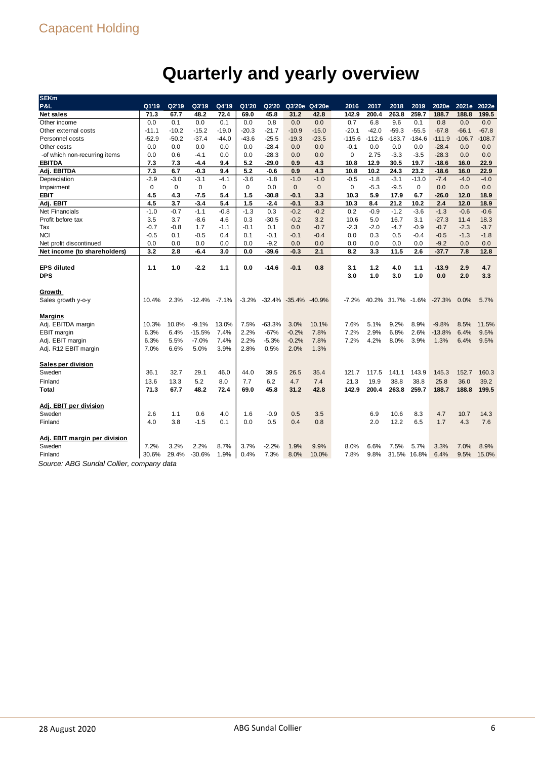# Quarterly and yearly overview

| SEKm P&L | Q1'19 | Q2'19 | Q3'19 | Q4'19 | Q1'20 | Q2'20 | Q3'20e | Q4'20e | 2016 | 2017 | 2018 | 2019 | 2020e | 2021e | 2022e |
|---|---|---|---|---|---|---|---|---|---|---|---|---|---|---|---|
| **Net sales** | **71.3** | **67.7** | **48.2** | **72.4** | **69.0** | **45.8** | **31.2** | **42.8** | **142.9** | **200.4** | **263.8** | **259.7** | **188.7** | **188.8** | **199.5** |
| Other income | 0.0 | 0.1 | 0.0 | 0.1 | 0.0 | 0.8 | 0.0 | 0.0 | 0.7 | 6.8 | 9.6 | 0.1 | 0.8 | 0.0 | 0.0 |
| Other external costs | -11.1 | -10.2 | -15.2 | -19.0 | -20.3 | -21.7 | -10.9 | -15.0 | -20.1 | -42.0 | -59.3 | -55.5 | -67.8 | -66.1 | -67.8 |
| Personnel costs | -52.9 | -50.2 | -37.4 | -44.0 | -43.6 | -25.5 | -19.3 | -23.5 | -115.6 | -112.6 | -183.7 | -184.6 | -111.9 | -106.7 | -108.7 |
| Other costs | 0.0 | 0.0 | 0.0 | 0.0 | 0.0 | -28.4 | 0.0 | 0.0 | -0.1 | 0.0 | 0.0 | 0.0 | -28.4 | 0.0 | 0.0 |
| -of which non-recurring items | 0.0 | 0.6 | -4.1 | 0.0 | 0.0 | -28.3 | 0.0 | 0.0 | 0 | 2.75 | -3.3 | -3.5 | -28.3 | 0.0 | 0.0 |
| **EBITDA** | **7.3** | **7.3** | **-4.4** | **9.4** | **5.2** | **-29.0** | **0.9** | **4.3** | **10.8** | **12.9** | **30.5** | **19.7** | **-18.6** | **16.0** | **22.9** |
| **Adj. EBITDA** | **7.3** | **6.7** | **-0.3** | **9.4** | **5.2** | **-0.6** | **0.9** | **4.3** | **10.8** | **10.2** | **24.3** | **23.2** | **-18.6** | **16.0** | **22.9** |
| Depreciation | -2.9 | -3.0 | -3.1 | -4.1 | -3.6 | -1.8 | -1.0 | -1.0 | -0.5 | -1.8 | -3.1 | -13.0 | -7.4 | -4.0 | -4.0 |
| Impairment | 0 | 0 | 0 | 0 | 0 | 0.0 | 0 | 0 | 0 | -5.3 | -9.5 | 0 | 0.0 | 0.0 | 0.0 |
| **EBIT** | **4.5** | **4.3** | **-7.5** | **5.4** | **1.5** | **-30.8** | **-0.1** | **3.3** | **10.3** | **5.9** | **17.9** | **6.7** | **-26.0** | **12.0** | **18.9** |
| **Adj. EBIT** | **4.5** | **3.7** | **-3.4** | **5.4** | **1.5** | **-2.4** | **-0.1** | **3.3** | **10.3** | **8.4** | **21.2** | **10.2** | **2.4** | **12.0** | **18.9** |
| Net Financials | -1.0 | -0.7 | -1.1 | -0.8 | -1.3 | 0.3 | -0.2 | -0.2 | 0.2 | -0.9 | -1.2 | -3.6 | -1.3 | -0.6 | -0.6 |
| Profit before tax | 3.5 | 3.7 | -8.6 | 4.6 | 0.3 | -30.5 | -0.2 | 3.2 | 10.6 | 5.0 | 16.7 | 3.1 | -27.3 | 11.4 | 18.3 |
| Tax | -0.7 | -0.8 | 1.7 | -1.1 | -0.1 | 0.1 | 0.0 | -0.7 | -2.3 | -2.0 | -4.7 | -0.9 | -0.7 | -2.3 | -3.7 |
| NCI | -0.5 | 0.1 | -0.5 | 0.4 | 0.1 | -0.1 | -0.1 | -0.4 | 0.0 | 0.3 | 0.5 | -0.4 | -0.5 | -1.3 | -1.8 |
| Net profit discontinued | 0.0 | 0.0 | 0.0 | 0.0 | 0.0 | -9.2 | 0.0 | 0.0 | 0.0 | 0.0 | 0.0 | 0.0 | -9.2 | 0.0 | 0.0 |
| **Net income (to shareholders)** | **3.2** | **2.8** | **-6.4** | **3.0** | **0.0** | **-39.6** | **-0.3** | **2.1** | **8.2** | **3.3** | **11.5** | **2.6** | **-37.7** | **7.8** | **12.8** |
| | | | | | | | | | | | | | | | |
| **EPS diluted** | **1.1** | **1.0** | **-2.2** | **1.1** | **0.0** | **-14.6** | **-0.1** | **0.8** | **3.1** | **1.2** | **4.0** | **1.1** | **-13.9** | **2.9** | **4.7** |
| **DPS** | | | | | | | | | **3.0** | **1.0** | **3.0** | **1.0** | **0.0** | **2.0** | **3.3** |
| | | | | | | | | | | | | | | | |
| **Growth** | | | | | | | | | | | | | | | |
| Sales growth y-o-y | 10.4% | 2.3% | -12.4% | -7.1% | -3.2% | -32.4% | -35.4% | -40.9% | -7.2% | 40.2% | 31.7% | -1.6% | -27.3% | 0.0% | 5.7% |
| | | | | | | | | | | | | | | | |
| **Margins** | | | | | | | | | | | | | | | |
| Adj. EBITDA margin | 10.3% | 10.8% | -9.1% | 13.0% | 7.5% | -63.3% | 3.0% | 10.1% | 7.6% | 5.1% | 9.2% | 8.9% | -9.8% | 8.5% | 11.5% |
| EBIT margin | 6.3% | 6.4% | -15.5% | 7.4% | 2.2% | -67% | -0.2% | 7.8% | 7.2% | 2.9% | 6.8% | 2.6% | -13.8% | 6.4% | 9.5% |
| Adj. EBIT margin | 6.3% | 5.5% | -7.0% | 7.4% | 2.2% | -5.3% | -0.2% | 7.8% | 7.2% | 4.2% | 8.0% | 3.9% | 1.3% | 6.4% | 9.5% |
| Adj. R12 EBIT margin | 7.0% | 6.6% | 5.0% | 3.9% | 2.8% | 0.5% | 2.0% | 1.3% | | | | | | | |
| | | | | | | | | | | | | | | | |
| **Sales per division** | | | | | | | | | | | | | | | |
| Sweden | 36.1 | 32.7 | 29.1 | 46.0 | 44.0 | 39.5 | 26.5 | 35.4 | 121.7 | 117.5 | 141.1 | 143.9 | 145.3 | 152.7 | 160.3 |
| Finland | 13.6 | 13.3 | 5.2 | 8.0 | 7.7 | 6.2 | 4.7 | 7.4 | 21.3 | 19.9 | 38.8 | 38.8 | 25.8 | 36.0 | 39.2 |
| **Total** | **71.3** | **67.7** | **48.2** | **72.4** | **69.0** | **45.8** | **31.2** | **42.8** | **142.9** | **200.4** | **263.8** | **259.7** | **188.7** | **188.8** | **199.5** |
| | | | | | | | | | | | | | | | |
| **Adj. EBIT per division** | | | | | | | | | | | | | | | |
| Sweden | 2.6 | 1.1 | 0.6 | 4.0 | 1.6 | -0.9 | 0.5 | 3.5 | | 6.9 | 10.6 | 8.3 | 4.7 | 10.7 | 14.3 |
| Finland | 4.0 | 3.8 | -1.5 | 0.1 | 0.0 | 0.5 | 0.4 | 0.8 | | 2.0 | 12.2 | 6.5 | 1.7 | 4.3 | 7.6 |
| | | | | | | | | | | | | | | | |
| **Adj. EBIT margin per division** | | | | | | | | | | | | | | | |
| Sweden | 7.2% | 3.2% | 2.2% | 8.7% | 3.7% | -2.2% | 1.9% | 9.9% | 8.0% | 6.6% | 7.5% | 5.7% | 3.3% | 7.0% | 8.9% |
| Finland | 30.6% | 29.4% | -30.6% | 1.9% | 0.4% | 7.3% | 8.0% | 10.0% | 7.8% | 9.8% | 31.5% | 16.8% | 6.4% | 9.5% | 15.0% |

*Source: ABG Sundal Collier, company data*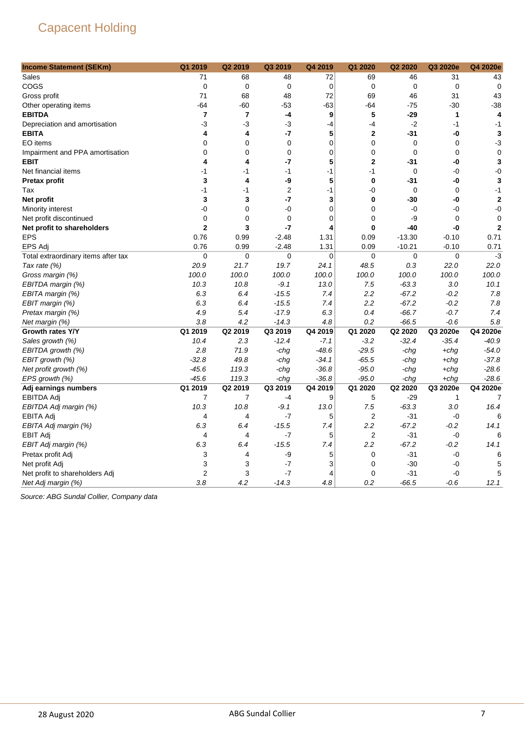# Capacent Holding

| Income Statement (SEKm) | Q1 2019 | Q2 2019 | Q3 2019 | Q4 2019 | Q1 2020 | Q2 2020 | Q3 2020e | Q4 2020e |
|---|---|---|---|---|---|---|---|---|
| Sales | 71 | 68 | 48 | 72 | 69 | 46 | 31 | 43 |
| COGS | 0 | 0 | 0 | 0 | 0 | 0 | 0 | 0 |
| Gross profit | 71 | 68 | 48 | 72 | 69 | 46 | 31 | 43 |
| Other operating items | -64 | -60 | -53 | -63 | -64 | -75 | -30 | -38 |
| **EBITDA** | **7** | **7** | **-4** | **9** | **5** | **-29** | **1** | **4** |
| Depreciation and amortisation | -3 | -3 | -3 | -4 | -4 | -2 | -1 | -1 |
| **EBITA** | **4** | **4** | **-7** | **5** | **2** | **-31** | **-0** | **3** |
| EO items | 0 | 0 | 0 | 0 | 0 | 0 | 0 | -3 |
| Impairment and PPA amortisation | 0 | 0 | 0 | 0 | 0 | 0 | 0 | 0 |
| **EBIT** | **4** | **4** | **-7** | **5** | **2** | **-31** | **-0** | **3** |
| Net financial items | -1 | -1 | -1 | -1 | -1 | 0 | -0 | -0 |
| **Pretax profit** | **3** | **4** | **-9** | **5** | **0** | **-31** | **-0** | **3** |
| Tax | -1 | -1 | 2 | -1 | -0 | 0 | 0 | -1 |
| **Net profit** | **3** | **3** | **-7** | **3** | **0** | **-30** | **-0** | **2** |
| Minority interest | -0 | 0 | -0 | 0 | 0 | -0 | -0 | -0 |
| Net profit discontinued | 0 | 0 | 0 | 0 | 0 | -9 | 0 | 0 |
| **Net profit to shareholders** | **2** | **3** | **-7** | **4** | **0** | **-40** | **-0** | **2** |
| EPS | 0.76 | 0.99 | -2.48 | 1.31 | 0.09 | -13.30 | -0.10 | 0.71 |
| EPS Adj | 0.76 | 0.99 | -2.48 | 1.31 | 0.09 | -10.21 | -0.10 | 0.71 |
| Total extraordinary items after tax | 0 | 0 | 0 | 0 | 0 | 0 | 0 | -3 |
| *Tax rate (%)* | *20.9* | *21.7* | *19.7* | *24.1* | *48.5* | *0.3* | *22.0* | *22.0* |
| *Gross margin (%)* | *100.0* | *100.0* | *100.0* | *100.0* | *100.0* | *100.0* | *100.0* | *100.0* |
| *EBITDA margin (%)* | *10.3* | *10.8* | *-9.1* | *13.0* | *7.5* | *-63.3* | *3.0* | *10.1* |
| *EBITA margin (%)* | *6.3* | *6.4* | *-15.5* | *7.4* | *2.2* | *-67.2* | *-0.2* | *7.8* |
| *EBIT margin (%)* | *6.3* | *6.4* | *-15.5* | *7.4* | *2.2* | *-67.2* | *-0.2* | *7.8* |
| *Pretax margin (%)* | *4.9* | *5.4* | *-17.9* | *6.3* | *0.4* | *-66.7* | *-0.7* | *7.4* |
| *Net margin (%)* | *3.8* | *4.2* | *-14.3* | *4.8* | *0.2* | *-66.5* | *-0.6* | *5.8* |
| **Growth rates Y/Y** | **Q1 2019** | **Q2 2019** | **Q3 2019** | **Q4 2019** | **Q1 2020** | **Q2 2020** | **Q3 2020e** | **Q4 2020e** |
| *Sales growth (%)* | *10.4* | *2.3* | *-12.4* | *-7.1* | *-3.2* | *-32.4* | *-35.4* | *-40.9* |
| *EBITDA growth (%)* | *2.8* | *71.9* | *-chg* | *-48.6* | *-29.5* | *-chg* | *+chg* | *-54.0* |
| *EBIT growth (%)* | *-32.8* | *49.8* | *-chg* | *-34.1* | *-65.5* | *-chg* | *+chg* | *-37.8* |
| *Net profit growth (%)* | *-45.6* | *119.3* | *-chg* | *-36.8* | *-95.0* | *-chg* | *+chg* | *-28.6* |
| *EPS growth (%)* | *-45.6* | *119.3* | *-chg* | *-36.8* | *-95.0* | *-chg* | *+chg* | *-28.6* |
| **Adj earnings numbers** | **Q1 2019** | **Q2 2019** | **Q3 2019** | **Q4 2019** | **Q1 2020** | **Q2 2020** | **Q3 2020e** | **Q4 2020e** |
| EBITDA Adj | 7 | 7 | -4 | 9 | 5 | -29 | 1 | 7 |
| *EBITDA Adj margin (%)* | *10.3* | *10.8* | *-9.1* | *13.0* | *7.5* | *-63.3* | *3.0* | *16.4* |
| EBITA Adj | 4 | 4 | -7 | 5 | 2 | -31 | -0 | 6 |
| *EBITA Adj margin (%)* | *6.3* | *6.4* | *-15.5* | *7.4* | *2.2* | *-67.2* | *-0.2* | *14.1* |
| EBIT Adj | 4 | 4 | -7 | 5 | 2 | -31 | -0 | 6 |
| *EBIT Adj margin (%)* | *6.3* | *6.4* | *-15.5* | *7.4* | *2.2* | *-67.2* | *-0.2* | *14.1* |
| Pretax profit Adj | 3 | 4 | -9 | 5 | 0 | -31 | -0 | 6 |
| Net profit Adj | 3 | 3 | -7 | 3 | 0 | -30 | -0 | 5 |
| Net profit to shareholders Adj | 2 | 3 | -7 | 4 | 0 | -31 | -0 | 5 |
| *Net Adj margin (%)* | *3.8* | *4.2* | *-14.3* | *4.8* | *0.2* | *-66.5* | *-0.6* | *12.1* |

*Source: ABG Sundal Collier, Company data*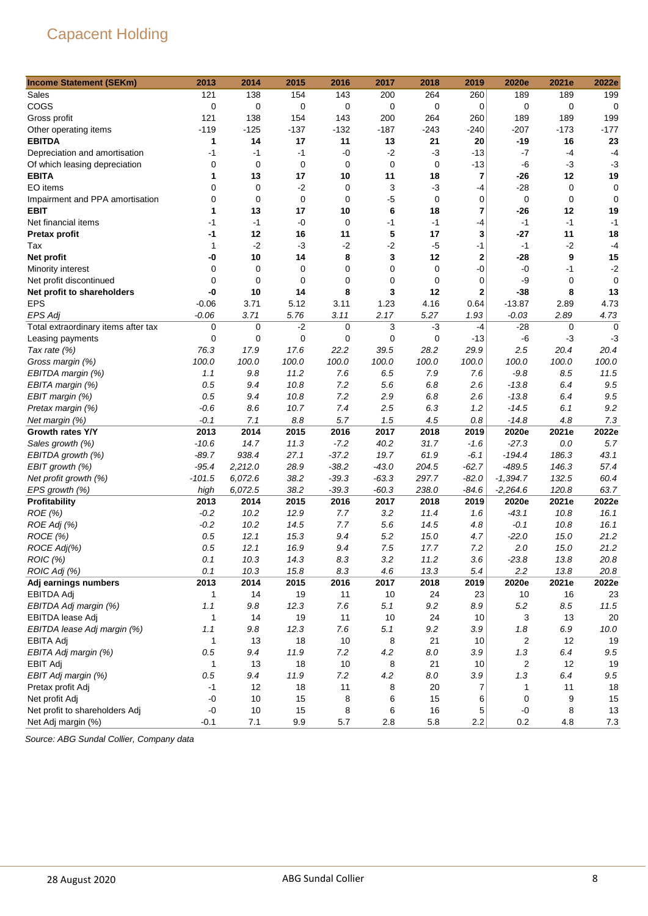| Income Statement (SEKm) | 2013 | 2014 | 2015 | 2016 | 2017 | 2018 | 2019 | 2020e | 2021e | 2022e |
|---|---|---|---|---|---|---|---|---|---|---|
| Sales | 121 | 138 | 154 | 143 | 200 | 264 | 260 | 189 | 189 | 199 |
| COGS | 0 | 0 | 0 | 0 | 0 | 0 | 0 | 0 | 0 | 0 |
| Gross profit | 121 | 138 | 154 | 143 | 200 | 264 | 260 | 189 | 189 | 199 |
| Other operating items | -119 | -125 | -137 | -132 | -187 | -243 | -240 | -207 | -173 | -177 |
| **EBITDA** | **1** | **14** | **17** | **11** | **13** | **21** | **20** | **-19** | **16** | **23** |
| Depreciation and amortisation | -1 | -1 | -1 | -0 | -2 | -3 | -13 | -7 | -4 | -4 |
| Of which leasing depreciation | 0 | 0 | 0 | 0 | 0 | 0 | -13 | -6 | -3 | -3 |
| **EBITA** | **1** | **13** | **17** | **10** | **11** | **18** | **7** | **-26** | **12** | **19** |
| EO items | 0 | 0 | -2 | 0 | 3 | -3 | -4 | -28 | 0 | 0 |
| Impairment and PPA amortisation | 0 | 0 | 0 | 0 | -5 | 0 | 0 | 0 | 0 | 0 |
| **EBIT** | **1** | **13** | **17** | **10** | **6** | **18** | **7** | **-26** | **12** | **19** |
| Net financial items | -1 | -1 | -0 | 0 | -1 | -1 | -4 | -1 | -1 | -1 |
| **Pretax profit** | **-1** | **12** | **16** | **11** | **5** | **17** | **3** | **-27** | **11** | **18** |
| Tax | 1 | -2 | -3 | -2 | -2 | -5 | -1 | -1 | -2 | -4 |
| **Net profit** | **-0** | **10** | **14** | **8** | **3** | **12** | **2** | **-28** | **9** | **15** |
| Minority interest | 0 | 0 | 0 | 0 | 0 | 0 | -0 | -0 | -1 | -2 |
| Net profit discontinued | 0 | 0 | 0 | 0 | 0 | 0 | 0 | -9 | 0 | 0 |
| **Net profit to shareholders** | **-0** | **10** | **14** | **8** | **3** | **12** | **2** | **-38** | **8** | **13** |
| EPS | -0.06 | 3.71 | 5.12 | 3.11 | 1.23 | 4.16 | 0.64 | -13.87 | 2.89 | 4.73 |
| *EPS Adj* | *-0.06* | *3.71* | *5.76* | *3.11* | *2.17* | *5.27* | *1.93* | *-0.03* | *2.89* | *4.73* |
| Total extraordinary items after tax | 0 | 0 | -2 | 0 | 3 | -3 | -4 | -28 | 0 | 0 |
| Leasing payments | 0 | 0 | 0 | 0 | 0 | 0 | -13 | -6 | -3 | -3 |
| *Tax rate (%)* | *76.3* | *17.9* | *17.6* | *22.2* | *39.5* | *28.2* | *29.9* | *2.5* | *20.4* | *20.4* |
| *Gross margin (%)* | *100.0* | *100.0* | *100.0* | *100.0* | *100.0* | *100.0* | *100.0* | *100.0* | *100.0* | *100.0* |
| *EBITDA margin (%)* | *1.1* | *9.8* | *11.2* | *7.6* | *6.5* | *7.9* | *7.6* | *-9.8* | *8.5* | *11.5* |
| *EBITA margin (%)* | *0.5* | *9.4* | *10.8* | *7.2* | *5.6* | *6.8* | *2.6* | *-13.8* | *6.4* | *9.5* |
| *EBIT margin (%)* | *0.5* | *9.4* | *10.8* | *7.2* | *2.9* | *6.8* | *2.6* | *-13.8* | *6.4* | *9.5* |
| *Pretax margin (%)* | *-0.6* | *8.6* | *10.7* | *7.4* | *2.5* | *6.3* | *1.2* | *-14.5* | *6.1* | *9.2* |
| *Net margin (%)* | *-0.1* | *7.1* | *8.8* | *5.7* | *1.5* | *4.5* | *0.8* | *-14.8* | *4.8* | *7.3* |
| **Growth rates Y/Y** | **2013** | **2014** | **2015** | **2016** | **2017** | **2018** | **2019** | **2020e** | **2021e** | **2022e** |
| *Sales growth (%)* | *-10.6* | *14.7* | *11.3* | *-7.2* | *40.2* | *31.7* | *-1.6* | *-27.3* | *0.0* | *5.7* |
| *EBITDA growth (%)* | *-89.7* | *938.4* | *27.1* | *-37.2* | *19.7* | *61.9* | *-6.1* | *-194.4* | *186.3* | *43.1* |
| *EBIT growth (%)* | *-95.4* | *2,212.0* | *28.9* | *-38.2* | *-43.0* | *204.5* | *-62.7* | *-489.5* | *146.3* | *57.4* |
| *Net profit growth (%)* | *-101.5* | *6,072.6* | *38.2* | *-39.3* | *-63.3* | *297.7* | *-82.0* | *-1,394.7* | *132.5* | *60.4* |
| *EPS growth (%)* | *high* | *6,072.5* | *38.2* | *-39.3* | *-60.3* | *238.0* | *-84.6* | *-2,264.6* | *120.8* | *63.7* |
| **Profitability** | **2013** | **2014** | **2015** | **2016** | **2017** | **2018** | **2019** | **2020e** | **2021e** | **2022e** |
| *ROE (%)* | *-0.2* | *10.2* | *12.9* | *7.7* | *3.2* | *11.4* | *1.6* | *-43.1* | *10.8* | *16.1* |
| *ROE Adj (%)* | *-0.2* | *10.2* | *14.5* | *7.7* | *5.6* | *14.5* | *4.8* | *-0.1* | *10.8* | *16.1* |
| *ROCE (%)* | *0.5* | *12.1* | *15.3* | *9.4* | *5.2* | *15.0* | *4.7* | *-22.0* | *15.0* | *21.2* |
| *ROCE Adj(%)* | *0.5* | *12.1* | *16.9* | *9.4* | *7.5* | *17.7* | *7.2* | *2.0* | *15.0* | *21.2* |
| *ROIC (%)* | *0.1* | *10.3* | *14.3* | *8.3* | *3.2* | *11.2* | *3.6* | *-23.8* | *13.8* | *20.8* |
| *ROIC Adj (%)* | *0.1* | *10.3* | *15.8* | *8.3* | *4.6* | *13.3* | *5.4* | *2.2* | *13.8* | *20.8* |
| **Adj earnings numbers** | **2013** | **2014** | **2015** | **2016** | **2017** | **2018** | **2019** | **2020e** | **2021e** | **2022e** |
| EBITDA Adj | 1 | 14 | 19 | 11 | 10 | 24 | 23 | 10 | 16 | 23 |
| *EBITDA Adj margin (%)* | *1.1* | *9.8* | *12.3* | *7.6* | *5.1* | *9.2* | *8.9* | *5.2* | *8.5* | *11.5* |
| EBITDA lease Adj | 1 | 14 | 19 | 11 | 10 | 24 | 10 | 3 | 13 | 20 |
| *EBITDA lease Adj margin (%)* | *1.1* | *9.8* | *12.3* | *7.6* | *5.1* | *9.2* | *3.9* | *1.8* | *6.9* | *10.0* |
| EBITA Adj | 1 | 13 | 18 | 10 | 8 | 21 | 10 | 2 | 12 | 19 |
| *EBITA Adj margin (%)* | *0.5* | *9.4* | *11.9* | *7.2* | *4.2* | *8.0* | *3.9* | *1.3* | *6.4* | *9.5* |
| EBIT Adj | 1 | 13 | 18 | 10 | 8 | 21 | 10 | 2 | 12 | 19 |
| *EBIT Adj margin (%)* | *0.5* | *9.4* | *11.9* | *7.2* | *4.2* | *8.0* | *3.9* | *1.3* | *6.4* | *9.5* |
| Pretax profit Adj | -1 | 12 | 18 | 11 | 8 | 20 | 7 | 1 | 11 | 18 |
| Net profit Adj | -0 | 10 | 15 | 8 | 6 | 15 | 6 | 0 | 9 | 15 |
| Net profit to shareholders Adj | -0 | 10 | 15 | 8 | 6 | 16 | 5 | -0 | 8 | 13 |
| Net Adj margin (%) | -0.1 | 7.1 | 9.9 | 5.7 | 2.8 | 5.8 | 2.2 | 0.2 | 4.8 | 7.3 |

*Source: ABG Sundal Collier, Company data*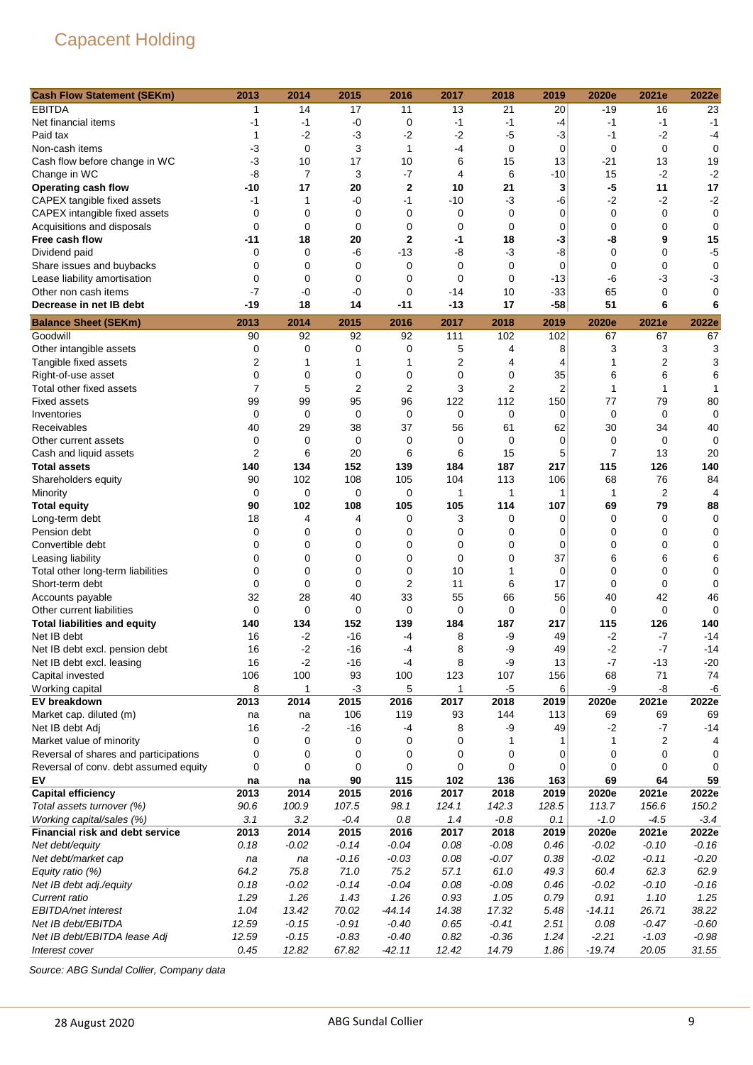# Capacent Holding

| Cash Flow Statement (SEKm) | 2013 | 2014 | 2015 | 2016 | 2017 | 2018 | 2019 | 2020e | 2021e | 2022e |
|---|---|---|---|---|---|---|---|---|---|---|
| EBITDA | 1 | 14 | 17 | 11 | 13 | 21 | 20 | -19 | 16 | 23 |
| Net financial items | -1 | -1 | -0 | 0 | -1 | -1 | -4 | -1 | -1 | -1 |
| Paid tax | 1 | -2 | -3 | -2 | -2 | -5 | -3 | -1 | -2 | -4 |
| Non-cash items | -3 | 0 | 3 | 1 | -4 | 0 | 0 | 0 | 0 | 0 |
| Cash flow before change in WC | -3 | 10 | 17 | 10 | 6 | 15 | 13 | -21 | 13 | 19 |
| Change in WC | -8 | 7 | 3 | -7 | 4 | 6 | -10 | 15 | -2 | -2 |
| **Operating cash flow** | **-10** | **17** | **20** | **2** | **10** | **21** | **3** | **-5** | **11** | **17** |
| CAPEX tangible fixed assets | -1 | 1 | -0 | -1 | -10 | -3 | -6 | -2 | -2 | -2 |
| CAPEX intangible fixed assets | 0 | 0 | 0 | 0 | 0 | 0 | 0 | 0 | 0 | 0 |
| Acquisitions and disposals | 0 | 0 | 0 | 0 | 0 | 0 | 0 | 0 | 0 | 0 |
| **Free cash flow** | **-11** | **18** | **20** | **2** | **-1** | **18** | **-3** | **-8** | **9** | **15** |
| Dividend paid | 0 | 0 | -6 | -13 | -8 | -3 | -8 | 0 | 0 | -5 |
| Share issues and buybacks | 0 | 0 | 0 | 0 | 0 | 0 | 0 | 0 | 0 | 0 |
| Lease liability amortisation | 0 | 0 | 0 | 0 | 0 | 0 | -13 | -6 | -3 | -3 |
| Other non cash items | -7 | -0 | -0 | 0 | -14 | 10 | -33 | 65 | 0 | 0 |
| **Decrease in net IB debt** | **-19** | **18** | **14** | **-11** | **-13** | **17** | **-58** | **51** | **6** | **6** |
| **Balance Sheet (SEKm)** | **2013** | **2014** | **2015** | **2016** | **2017** | **2018** | **2019** | **2020e** | **2021e** | **2022e** |
| Goodwill | 90 | 92 | 92 | 92 | 111 | 102 | 102 | 67 | 67 | 67 |
| Other intangible assets | 0 | 0 | 0 | 0 | 5 | 4 | 8 | 3 | 3 | 3 |
| Tangible fixed assets | 2 | 1 | 1 | 1 | 2 | 4 | 4 | 1 | 2 | 3 |
| Right-of-use asset | 0 | 0 | 0 | 0 | 0 | 0 | 35 | 6 | 6 | 6 |
| Total other fixed assets | 7 | 5 | 2 | 2 | 3 | 2 | 2 | 1 | 1 | 1 |
| Fixed assets | 99 | 99 | 95 | 96 | 122 | 112 | 150 | 77 | 79 | 80 |
| Inventories | 0 | 0 | 0 | 0 | 0 | 0 | 0 | 0 | 0 | 0 |
| Receivables | 40 | 29 | 38 | 37 | 56 | 61 | 62 | 30 | 34 | 40 |
| Other current assets | 0 | 0 | 0 | 0 | 0 | 0 | 0 | 0 | 0 | 0 |
| Cash and liquid assets | 2 | 6 | 20 | 6 | 6 | 15 | 5 | 7 | 13 | 20 |
| **Total assets** | **140** | **134** | **152** | **139** | **184** | **187** | **217** | **115** | **126** | **140** |
| Shareholders equity | 90 | 102 | 108 | 105 | 104 | 113 | 106 | 68 | 76 | 84 |
| Minority | 0 | 0 | 0 | 0 | 1 | 1 | 1 | 1 | 2 | 4 |
| **Total equity** | **90** | **102** | **108** | **105** | **105** | **114** | **107** | **69** | **79** | **88** |
| Long-term debt | 18 | 4 | 4 | 0 | 3 | 0 | 0 | 0 | 0 | 0 |
| Pension debt | 0 | 0 | 0 | 0 | 0 | 0 | 0 | 0 | 0 | 0 |
| Convertible debt | 0 | 0 | 0 | 0 | 0 | 0 | 0 | 0 | 0 | 0 |
| Leasing liability | 0 | 0 | 0 | 0 | 0 | 0 | 37 | 6 | 6 | 6 |
| Total other long-term liabilities | 0 | 0 | 0 | 0 | 10 | 1 | 0 | 0 | 0 | 0 |
| Short-term debt | 0 | 0 | 0 | 2 | 11 | 6 | 17 | 0 | 0 | 0 |
| Accounts payable | 32 | 28 | 40 | 33 | 55 | 66 | 56 | 40 | 42 | 46 |
| Other current liabilities | 0 | 0 | 0 | 0 | 0 | 0 | 0 | 0 | 0 | 0 |
| **Total liabilities and equity** | **140** | **134** | **152** | **139** | **184** | **187** | **217** | **115** | **126** | **140** |
| Net IB debt | 16 | -2 | -16 | -4 | 8 | -9 | 49 | -2 | -7 | -14 |
| Net IB debt excl. pension debt | 16 | -2 | -16 | -4 | 8 | -9 | 49 | -2 | -7 | -14 |
| Net IB debt excl. leasing | 16 | -2 | -16 | -4 | 8 | -9 | 13 | -7 | -13 | -20 |
| Capital invested | 106 | 100 | 93 | 100 | 123 | 107 | 156 | 68 | 71 | 74 |
| Working capital | 8 | 1 | -3 | 5 | 1 | -5 | 6 | -9 | -8 | -6 |
| **EV breakdown** | **2013** | **2014** | **2015** | **2016** | **2017** | **2018** | **2019** | **2020e** | **2021e** | **2022e** |
| Market cap. diluted (m) | na | na | 106 | 119 | 93 | 144 | 113 | 69 | 69 | 69 |
| Net IB debt Adj | 16 | -2 | -16 | -4 | 8 | -9 | 49 | -2 | -7 | -14 |
| Market value of minority | 0 | 0 | 0 | 0 | 0 | 1 | 1 | 1 | 2 | 4 |
| Reversal of shares and participations | 0 | 0 | 0 | 0 | 0 | 0 | 0 | 0 | 0 | 0 |
| Reversal of conv. debt assumed equity | 0 | 0 | 0 | 0 | 0 | 0 | 0 | 0 | 0 | 0 |
| **EV** | **na** | **na** | **90** | **115** | **102** | **136** | **163** | **69** | **64** | **59** |
| **Capital efficiency** | **2013** | **2014** | **2015** | **2016** | **2017** | **2018** | **2019** | **2020e** | **2021e** | **2022e** |
| *Total assets turnover (%)* | *90.6* | *100.9* | *107.5* | *98.1* | *124.1* | *142.3* | *128.5* | *113.7* | *156.6* | *150.2* |
| *Working capital/sales (%)* | *3.1* | *3.2* | *-0.4* | *0.8* | *1.4* | *-0.8* | *0.1* | *-1.0* | *-4.5* | *-3.4* |
| **Financial risk and debt service** | **2013** | **2014** | **2015** | **2016** | **2017** | **2018** | **2019** | **2020e** | **2021e** | **2022e** |
| *Net debt/equity* | *0.18* | *-0.02* | *-0.14* | *-0.04* | *0.08* | *-0.08* | *0.46* | *-0.02* | *-0.10* | *-0.16* |
| *Net debt/market cap* | *na* | *na* | *-0.16* | *-0.03* | *0.08* | *-0.07* | *0.38* | *-0.02* | *-0.11* | *-0.20* |
| *Equity ratio (%)* | *64.2* | *75.8* | *71.0* | *75.2* | *57.1* | *61.0* | *49.3* | *60.4* | *62.3* | *62.9* |
| *Net IB debt adj./equity* | *0.18* | *-0.02* | *-0.14* | *-0.04* | *0.08* | *-0.08* | *0.46* | *-0.02* | *-0.10* | *-0.16* |
| *Current ratio* | *1.29* | *1.26* | *1.43* | *1.26* | *0.93* | *1.05* | *0.79* | *0.91* | *1.10* | *1.25* |
| *EBITDA/net interest* | *1.04* | *13.42* | *70.02* | *-44.14* | *14.38* | *17.32* | *5.48* | *-14.11* | *26.71* | *38.22* |
| *Net IB debt/EBITDA* | *12.59* | *-0.15* | *-0.91* | *-0.40* | *0.65* | *-0.41* | *2.51* | *0.08* | *-0.47* | *-0.60* |
| *Net IB debt/EBITDA lease Adj* | *12.59* | *-0.15* | *-0.83* | *-0.40* | *0.82* | *-0.36* | *1.24* | *-2.21* | *-1.03* | *-0.98* |
| *Interest cover* | *0.45* | *12.82* | *67.82* | *-42.11* | *12.42* | *14.79* | *1.86* | *-19.74* | *20.05* | *31.55* |

*Source: ABG Sundal Collier, Company data*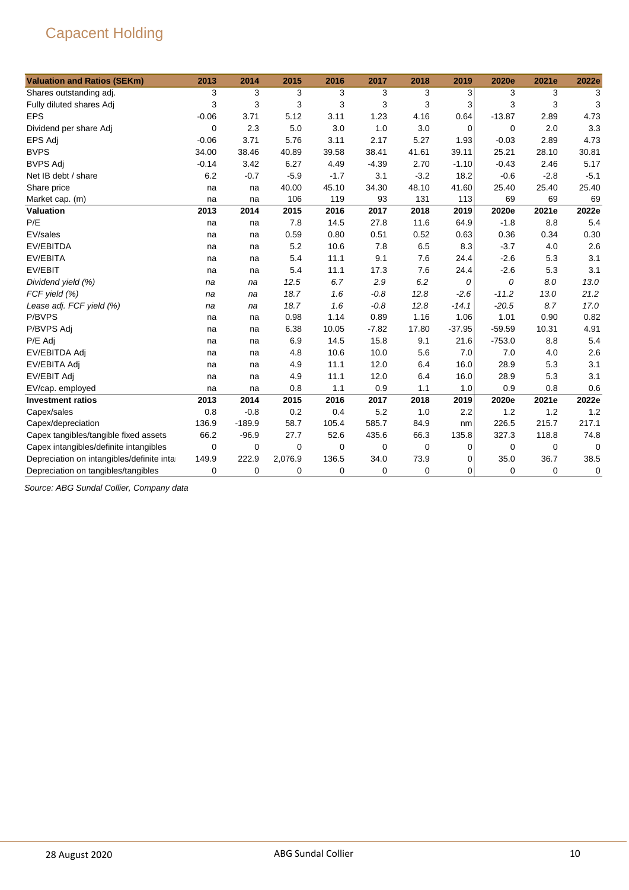# Capacent Holding

| Valuation and Ratios (SEKm) | 2013 | 2014 | 2015 | 2016 | 2017 | 2018 | 2019 | 2020e | 2021e | 2022e |
|---|---|---|---|---|---|---|---|---|---|---|
| Shares outstanding adj. | 3 | 3 | 3 | 3 | 3 | 3 | 3 | 3 | 3 | 3 |
| Fully diluted shares Adj | 3 | 3 | 3 | 3 | 3 | 3 | 3 | 3 | 3 | 3 |
| EPS | -0.06 | 3.71 | 5.12 | 3.11 | 1.23 | 4.16 | 0.64 | -13.87 | 2.89 | 4.73 |
| Dividend per share Adj | 0 | 2.3 | 5.0 | 3.0 | 1.0 | 3.0 | 0 | 0 | 2.0 | 3.3 |
| EPS Adj | -0.06 | 3.71 | 5.76 | 3.11 | 2.17 | 5.27 | 1.93 | -0.03 | 2.89 | 4.73 |
| BVPS | 34.00 | 38.46 | 40.89 | 39.58 | 38.41 | 41.61 | 39.11 | 25.21 | 28.10 | 30.81 |
| BVPS Adj | -0.14 | 3.42 | 6.27 | 4.49 | -4.39 | 2.70 | -1.10 | -0.43 | 2.46 | 5.17 |
| Net IB debt / share | 6.2 | -0.7 | -5.9 | -1.7 | 3.1 | -3.2 | 18.2 | -0.6 | -2.8 | -5.1 |
| Share price | na | na | 40.00 | 45.10 | 34.30 | 48.10 | 41.60 | 25.40 | 25.40 | 25.40 |
| Market cap. (m) | na | na | 106 | 119 | 93 | 131 | 113 | 69 | 69 | 69 |
| **Valuation** | **2013** | **2014** | **2015** | **2016** | **2017** | **2018** | **2019** | **2020e** | **2021e** | **2022e** |
| P/E | na | na | 7.8 | 14.5 | 27.8 | 11.6 | 64.9 | -1.8 | 8.8 | 5.4 |
| EV/sales | na | na | 0.59 | 0.80 | 0.51 | 0.52 | 0.63 | 0.36 | 0.34 | 0.30 |
| EV/EBITDA | na | na | 5.2 | 10.6 | 7.8 | 6.5 | 8.3 | -3.7 | 4.0 | 2.6 |
| EV/EBITA | na | na | 5.4 | 11.1 | 9.1 | 7.6 | 24.4 | -2.6 | 5.3 | 3.1 |
| EV/EBIT | na | na | 5.4 | 11.1 | 17.3 | 7.6 | 24.4 | -2.6 | 5.3 | 3.1 |
| *Dividend yield (%)* | *na* | *na* | *12.5* | *6.7* | *2.9* | *6.2* | *0* | *0* | *8.0* | *13.0* |
| *FCF yield (%)* | *na* | *na* | *18.7* | *1.6* | *-0.8* | *12.8* | *-2.6* | *-11.2* | *13.0* | *21.2* |
| *Lease adj. FCF yield (%)* | *na* | *na* | *18.7* | *1.6* | *-0.8* | *12.8* | *-14.1* | *-20.5* | *8.7* | *17.0* |
| P/BVPS | na | na | 0.98 | 1.14 | 0.89 | 1.16 | 1.06 | 1.01 | 0.90 | 0.82 |
| P/BVPS Adj | na | na | 6.38 | 10.05 | -7.82 | 17.80 | -37.95 | -59.59 | 10.31 | 4.91 |
| P/E Adj | na | na | 6.9 | 14.5 | 15.8 | 9.1 | 21.6 | -753.0 | 8.8 | 5.4 |
| EV/EBITDA Adj | na | na | 4.8 | 10.6 | 10.0 | 5.6 | 7.0 | 7.0 | 4.0 | 2.6 |
| EV/EBITA Adj | na | na | 4.9 | 11.1 | 12.0 | 6.4 | 16.0 | 28.9 | 5.3 | 3.1 |
| EV/EBIT Adj | na | na | 4.9 | 11.1 | 12.0 | 6.4 | 16.0 | 28.9 | 5.3 | 3.1 |
| EV/cap. employed | na | na | 0.8 | 1.1 | 0.9 | 1.1 | 1.0 | 0.9 | 0.8 | 0.6 |
| **Investment ratios** | **2013** | **2014** | **2015** | **2016** | **2017** | **2018** | **2019** | **2020e** | **2021e** | **2022e** |
| Capex/sales | 0.8 | -0.8 | 0.2 | 0.4 | 5.2 | 1.0 | 2.2 | 1.2 | 1.2 | 1.2 |
| Capex/depreciation | 136.9 | -189.9 | 58.7 | 105.4 | 585.7 | 84.9 | nm | 226.5 | 215.7 | 217.1 |
| Capex tangibles/tangible fixed assets | 66.2 | -96.9 | 27.7 | 52.6 | 435.6 | 66.3 | 135.8 | 327.3 | 118.8 | 74.8 |
| Capex intangibles/definite intangibles | 0 | 0 | 0 | 0 | 0 | 0 | 0 | 0 | 0 | 0 |
| Depreciation on intangibles/definite inta | 149.9 | 222.9 | 2,076.9 | 136.5 | 34.0 | 73.9 | 0 | 35.0 | 36.7 | 38.5 |
| Depreciation on tangibles/tangibles | 0 | 0 | 0 | 0 | 0 | 0 | 0 | 0 | 0 | 0 |

*Source: ABG Sundal Collier, Company data*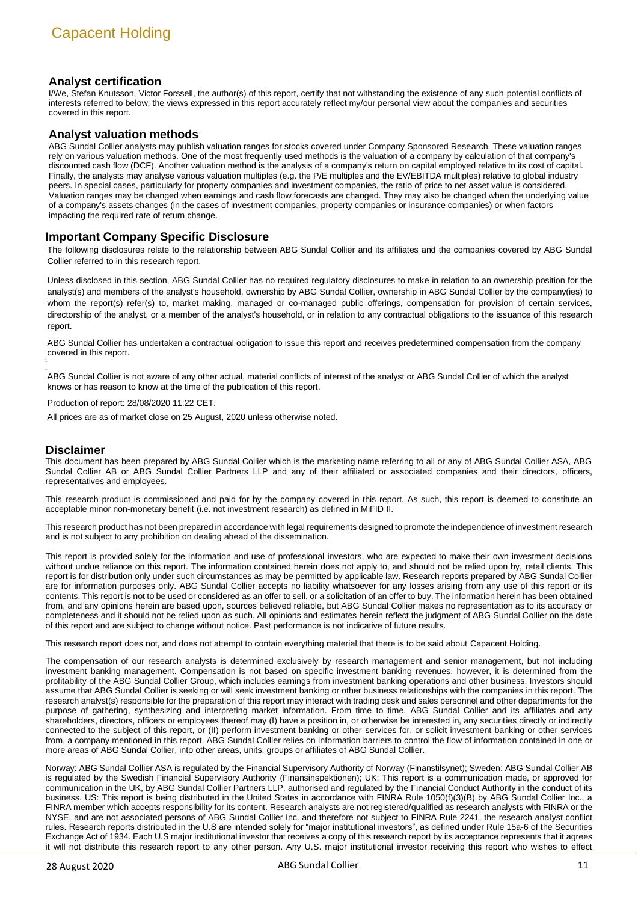## Analyst certification

I/We, Stefan Knutsson, Victor Forssell, the author(s) of this report, certify that not withstanding the existence of any such potential conflicts of interests referred to below, the views expressed in this report accurately reflect my/our personal view about the companies and securities covered in this report.

## Analyst valuation methods

ABG Sundal Collier analysts may publish valuation ranges for stocks covered under Company Sponsored Research. These valuation ranges rely on various valuation methods. One of the most frequently used methods is the valuation of a company by calculation of that company's discounted cash flow (DCF). Another valuation method is the analysis of a company's return on capital employed relative to its cost of capital. Finally, the analysts may analyse various valuation multiples (e.g. the P/E multiples and the EV/EBITDA multiples) relative to global industry peers. In special cases, particularly for property companies and investment companies, the ratio of price to net asset value is considered. Valuation ranges may be changed when earnings and cash flow forecasts are changed. They may also be changed when the underlying value of a company's assets changes (in the cases of investment companies, property companies or insurance companies) or when factors impacting the required rate of return change.

## Important Company Specific Disclosure

The following disclosures relate to the relationship between ABG Sundal Collier and its affiliates and the companies covered by ABG Sundal Collier referred to in this research report.

Unless disclosed in this section, ABG Sundal Collier has no required regulatory disclosures to make in relation to an ownership position for the analyst(s) and members of the analyst's household, ownership by ABG Sundal Collier, ownership in ABG Sundal Collier by the company(ies) to whom the report(s) refer(s) to, market making, managed or co-managed public offerings, compensation for provision of certain services, directorship of the analyst, or a member of the analyst's household, or in relation to any contractual obligations to the issuance of this research report.

ABG Sundal Collier has undertaken a contractual obligation to issue this report and receives predetermined compensation from the company covered in this report.

ABG Sundal Collier is not aware of any other actual, material conflicts of interest of the analyst or ABG Sundal Collier of which the analyst knows or has reason to know at the time of the publication of this report.

Production of report: 28/08/2020 11:22 CET.

All prices are as of market close on 25 August, 2020 unless otherwise noted.

## Disclaimer

This document has been prepared by ABG Sundal Collier which is the marketing name referring to all or any of ABG Sundal Collier ASA, ABG Sundal Collier AB or ABG Sundal Collier Partners LLP and any of their affiliated or associated companies and their directors, officers, representatives and employees.

This research product is commissioned and paid for by the company covered in this report. As such, this report is deemed to constitute an acceptable minor non-monetary benefit (i.e. not investment research) as defined in MiFID II.

This research product has not been prepared in accordance with legal requirements designed to promote the independence of investment research and is not subject to any prohibition on dealing ahead of the dissemination.

This report is provided solely for the information and use of professional investors, who are expected to make their own investment decisions without undue reliance on this report. The information contained herein does not apply to, and should not be relied upon by, retail clients. This report is for distribution only under such circumstances as may be permitted by applicable law. Research reports prepared by ABG Sundal Collier are for information purposes only. ABG Sundal Collier accepts no liability whatsoever for any losses arising from any use of this report or its contents. This report is not to be used or considered as an offer to sell, or a solicitation of an offer to buy. The information herein has been obtained from, and any opinions herein are based upon, sources believed reliable, but ABG Sundal Collier makes no representation as to its accuracy or completeness and it should not be relied upon as such. All opinions and estimates herein reflect the judgment of ABG Sundal Collier on the date of this report and are subject to change without notice. Past performance is not indicative of future results.

This research report does not, and does not attempt to contain everything material that there is to be said about Capacent Holding.

The compensation of our research analysts is determined exclusively by research management and senior management, but not including investment banking management. Compensation is not based on specific investment banking revenues, however, it is determined from the profitability of the ABG Sundal Collier Group, which includes earnings from investment banking operations and other business. Investors should assume that ABG Sundal Collier is seeking or will seek investment banking or other business relationships with the companies in this report. The research analyst(s) responsible for the preparation of this report may interact with trading desk and sales personnel and other departments for the purpose of gathering, synthesizing and interpreting market information. From time to time, ABG Sundal Collier and its affiliates and any shareholders, directors, officers or employees thereof may (I) have a position in, or otherwise be interested in, any securities directly or indirectly connected to the subject of this report, or (II) perform investment banking or other services for, or solicit investment banking or other services from, a company mentioned in this report. ABG Sundal Collier relies on information barriers to control the flow of information contained in one or more areas of ABG Sundal Collier, into other areas, units, groups or affiliates of ABG Sundal Collier.

Norway: ABG Sundal Collier ASA is regulated by the Financial Supervisory Authority of Norway (Finanstilsynet); Sweden: ABG Sundal Collier AB is regulated by the Swedish Financial Supervisory Authority (Finansinspektionen); UK: This report is a communication made, or approved for communication in the UK, by ABG Sundal Collier Partners LLP, authorised and regulated by the Financial Conduct Authority in the conduct of its business. US: This report is being distributed in the United States in accordance with FINRA Rule 1050(f)(3)(B) by ABG Sundal Collier Inc., a FINRA member which accepts responsibility for its content. Research analysts are not registered/qualified as research analysts with FINRA or the NYSE, and are not associated persons of ABG Sundal Collier Inc. and therefore not subject to FINRA Rule 2241, the research analyst conflict rules. Research reports distributed in the U.S are intended solely for "major institutional investors", as defined under Rule 15a-6 of the Securities Exchange Act of 1934. Each U.S major institutional investor that receives a copy of this research report by its acceptance represents that it agrees it will not distribute this research report to any other person. Any U.S. major institutional investor receiving this report who wishes to effect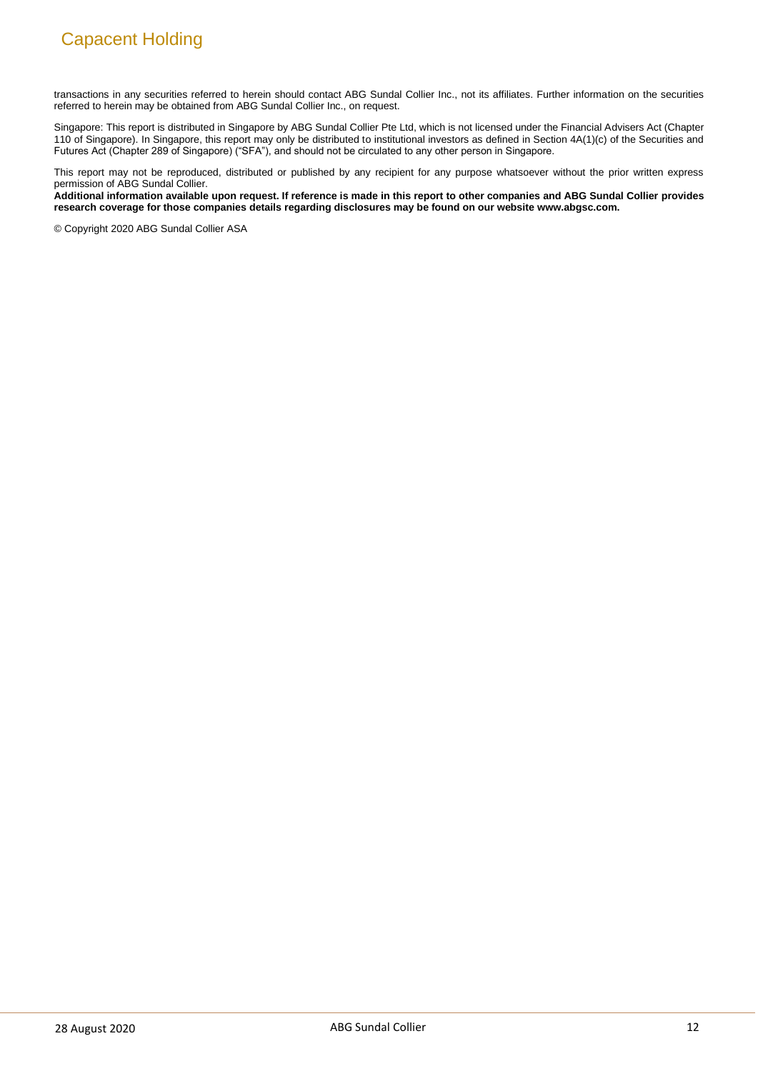transactions in any securities referred to herein should contact ABG Sundal Collier Inc., not its affiliates. Further information on the securities referred to herein may be obtained from ABG Sundal Collier Inc., on request.

Singapore: This report is distributed in Singapore by ABG Sundal Collier Pte Ltd, which is not licensed under the Financial Advisers Act (Chapter 110 of Singapore). In Singapore, this report may only be distributed to institutional investors as defined in Section 4A(1)(c) of the Securities and Futures Act (Chapter 289 of Singapore) ("SFA"), and should not be circulated to any other person in Singapore.

This report may not be reproduced, distributed or published by any recipient for any purpose whatsoever without the prior written express permission of ABG Sundal Collier.

**Additional information available upon request. If reference is made in this report to other companies and ABG Sundal Collier provides research coverage for those companies details regarding disclosures may be found on our website www.abgsc.com.**

© Copyright 2020 ABG Sundal Collier ASA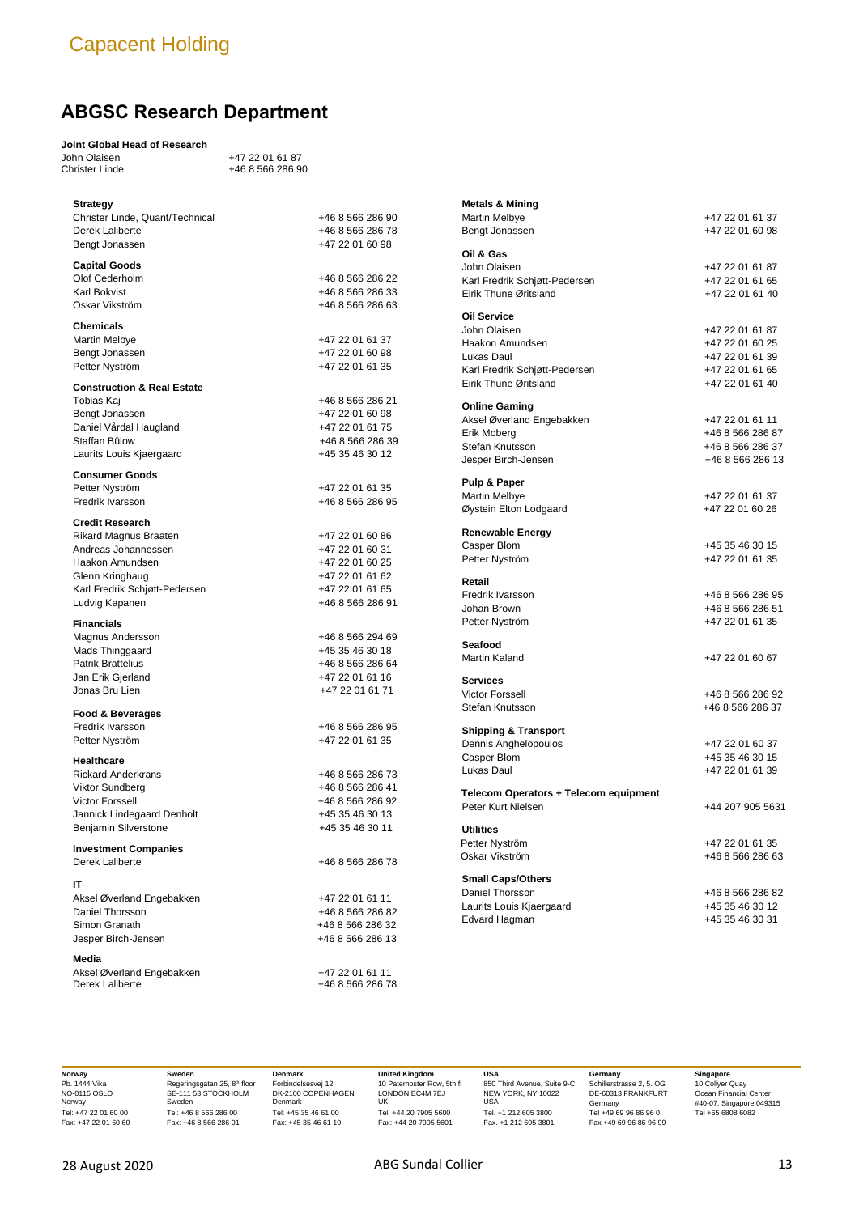Capacent Holding

# ABGSC Research Department

**Joint Global Head of Research**

| | |
|---|---|
| John Olaisen | +47 22 01 61 87 |
| Christer Linde | +46 8 566 286 90 |

**Strategy**

| | |
|---|---|
| Christer Linde, Quant/Technical | +46 8 566 286 90 |
| Derek Laliberte | +46 8 566 286 78 |
| Bengt Jonassen | +47 22 01 60 98 |

**Capital Goods**

| | |
|---|---|
| Olof Cederholm | +46 8 566 286 22 |
| Karl Bokvist | +46 8 566 286 33 |
| Oskar Vikström | +46 8 566 286 63 |

**Chemicals**

| | |
|---|---|
| Martin Melbye | +47 22 01 61 37 |
| Bengt Jonassen | +47 22 01 60 98 |
| Petter Nyström | +47 22 01 61 35 |

**Construction & Real Estate**

| | |
|---|---|
| Tobias Kaj | +46 8 566 286 21 |
| Bengt Jonassen | +47 22 01 60 98 |
| Daniel Vårdal Haugland | +47 22 01 61 75 |
| Staffan Bülow | +46 8 566 286 39 |
| Laurits Louis Kjaergaard | +45 35 46 30 12 |

**Consumer Goods**

| | |
|---|---|
| Petter Nyström | +47 22 01 61 35 |
| Fredrik Ivarsson | +46 8 566 286 95 |

**Credit Research**

| | |
|---|---|
| Rikard Magnus Braaten | +47 22 01 60 86 |
| Andreas Johannessen | +47 22 01 60 31 |
| Haakon Amundsen | +47 22 01 60 25 |
| Glenn Kringhaug | +47 22 01 61 62 |
| Karl Fredrik Schjøtt-Pedersen | +47 22 01 61 65 |
| Ludvig Kapanen | +46 8 566 286 91 |

**Financials**

| | |
|---|---|
| Magnus Andersson | +46 8 566 294 69 |
| Mads Thinggaard | +45 35 46 30 18 |
| Patrik Brattelius | +46 8 566 286 64 |
| Jan Erik Gjerland | +47 22 01 61 16 |
| Jonas Bru Lien | +47 22 01 61 71 |

**Food & Beverages**

| | |
|---|---|
| Fredrik Ivarsson | +46 8 566 286 95 |
| Petter Nyström | +47 22 01 61 35 |

**Healthcare**

| | |
|---|---|
| Rickard Anderkrans | +46 8 566 286 73 |
| Viktor Sundberg | +46 8 566 286 41 |
| Victor Forssell | +46 8 566 286 92 |
| Jannick Lindegaard Denholt | +45 35 46 30 13 |
| Benjamin Silverstone | +45 35 46 30 11 |

**Investment Companies**

| | |
|---|---|
| Derek Laliberte | +46 8 566 286 78 |

**IT**

| | |
|---|---|
| Aksel Øverland Engebakken | +47 22 01 61 11 |
| Daniel Thorsson | +46 8 566 286 82 |
| Simon Granath | +46 8 566 286 32 |
| Jesper Birch-Jensen | +46 8 566 286 13 |

**Media**

| | |
|---|---|
| Aksel Øverland Engebakken | +47 22 01 61 11 |
| Derek Laliberte | +46 8 566 286 78 |

**Metals & Mining**

| | |
|---|---|
| Martin Melbye | +47 22 01 61 37 |
| Bengt Jonassen | +47 22 01 60 98 |

**Oil & Gas**

| | |
|---|---|
| John Olaisen | +47 22 01 61 87 |
| Karl Fredrik Schjøtt-Pedersen | +47 22 01 61 65 |
| Eirik Thune Øritsland | +47 22 01 61 40 |

**Oil Service**

| | |
|---|---|
| John Olaisen | +47 22 01 61 87 |
| Haakon Amundsen | +47 22 01 60 25 |
| Lukas Daul | +47 22 01 61 39 |
| Karl Fredrik Schjøtt-Pedersen | +47 22 01 61 65 |
| Eirik Thune Øritsland | +47 22 01 61 40 |

**Online Gaming**

| | |
|---|---|
| Aksel Øverland Engebakken | +47 22 01 61 11 |
| Erik Moberg | +46 8 566 286 87 |
| Stefan Knutsson | +46 8 566 286 37 |
| Jesper Birch-Jensen | +46 8 566 286 13 |

**Pulp & Paper**

| | |
|---|---|
| Martin Melbye | +47 22 01 61 37 |
| Øystein Elton Lodgaard | +47 22 01 60 26 |

**Renewable Energy**

| | |
|---|---|
| Casper Blom | +45 35 46 30 15 |
| Petter Nyström | +47 22 01 61 35 |

**Retail**

| | |
|---|---|
| Fredrik Ivarsson | +46 8 566 286 95 |
| Johan Brown | +46 8 566 286 51 |
| Petter Nyström | +47 22 01 61 35 |

**Seafood**

| | |
|---|---|
| Martin Kaland | +47 22 01 60 67 |

**Services**

| | |
|---|---|
| Victor Forssell | +46 8 566 286 92 |
| Stefan Knutsson | +46 8 566 286 37 |

**Shipping & Transport**

| | |
|---|---|
| Dennis Anghelopoulos | +47 22 01 60 37 |
| Casper Blom | +45 35 46 30 15 |
| Lukas Daul | +47 22 01 61 39 |

**Telecom Operators + Telecom equipment**

| | |
|---|---|
| Peter Kurt Nielsen | +44 207 905 5631 |

**Utilities**

| | |
|---|---|
| Petter Nyström | +47 22 01 61 35 |
| Oskar Vikström | +46 8 566 286 63 |

**Small Caps/Others**

| | |
|---|---|
| Daniel Thorsson | +46 8 566 286 82 |
| Laurits Louis Kjaergaard | +45 35 46 30 12 |
| Edvard Hagman | +45 35 46 30 31 |

**Norway**
Pb. 1444 Vika
NO-0115 OSLO
Norway
Tel: +47 22 01 60 00
Fax: +47 22 01 60 60

**Sweden**
Regeringsgatan 25, 8th floor
SE-111 53 STOCKHOLM
Sweden
Tel: +46 8 566 286 00
Fax: +46 8 566 286 01

**Denmark**
Forbindelsesvej 12,
DK-2100 COPENHAGEN
Denmark
Tel: +45 35 46 61 00
Fax: +45 35 46 61 10

**United Kingdom**
10 Paternoster Row, 5th fl
LONDON EC4M 7EJ
UK
Tel: +44 20 7905 5600
Fax: +44 20 7905 5601

**USA**
850 Third Avenue, Suite 9-C
NEW YORK, NY 10022
USA
Tel. +1 212 605 3800
Fax. +1 212 605 3801

**Germany**
Schillerstrasse 2, 5. OG
DE-60313 FRANKFURT
Germany
Tel +49 69 96 86 96 0
Fax +49 69 96 86 96 99

**Singapore**
10 Collyer Quay
Ocean Financial Center
#40-07, Singapore 049315
Tel +65 6808 6082